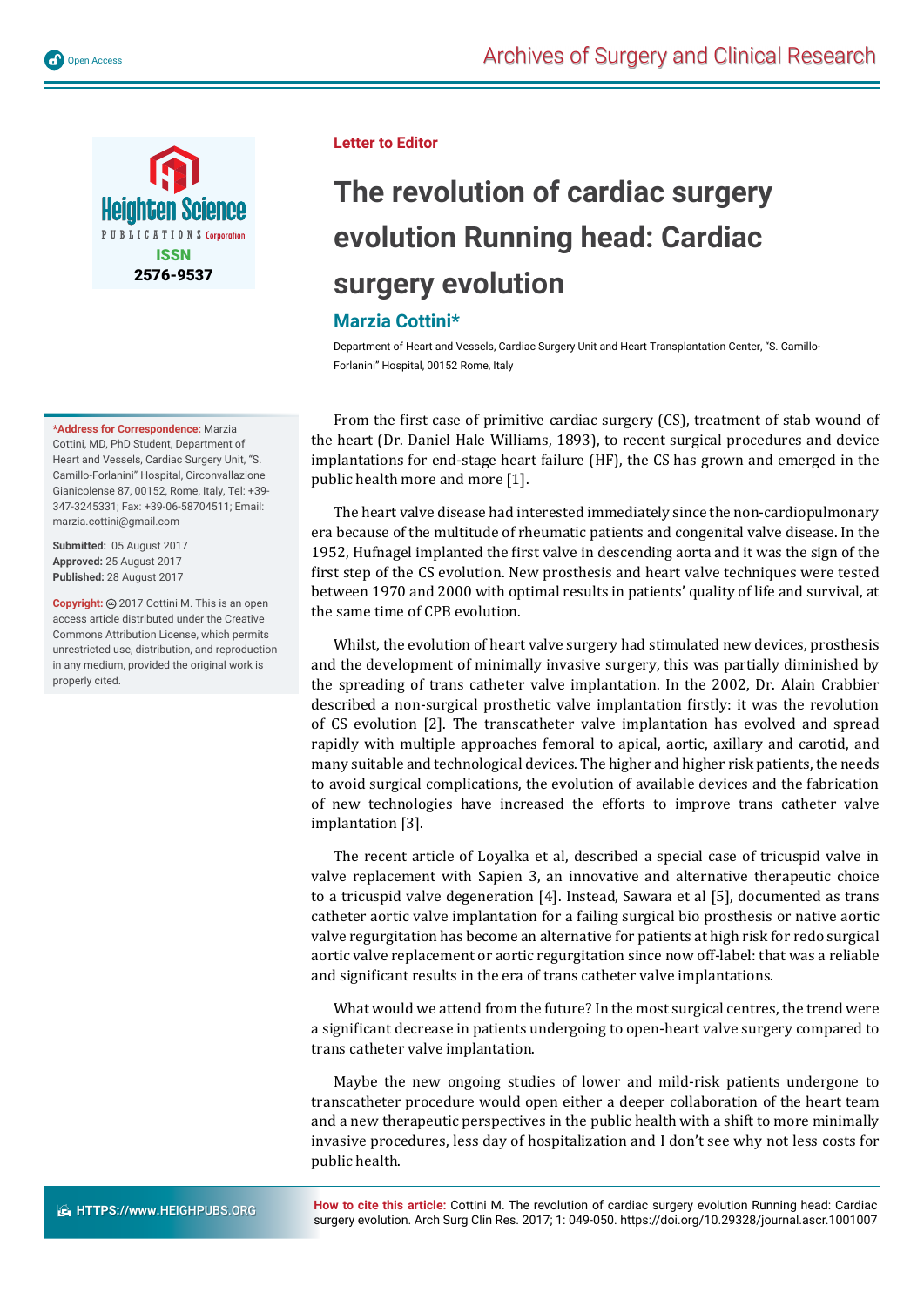Letter to Editor

# The revolution of cardiac surgery evolution Running head: Cardiac surgery evolution

## Marzia Cottini*

Department of Heart and Vessels, Cardiac Surgery Unit and Heart Transplantation Center, "S. Camillo-Forlanini" Hospital, 00152 Rome, Italy

**\*Address for Correspondence:** Marzia Cottini, MD, PhD Student, Department of Heart and Vessels, Cardiac Surgery Unit, "S. Camillo-Forlanini" Hospital, Circonvallazione Gianicolense 87, 00152, Rome, Italy, Tel: +39-347-3245331; Fax: +39-06-58704511; Email: marzia.cottini@gmail.com

**Submitted:** 05 August 2017
**Approved:** 25 August 2017
**Published:** 28 August 2017

**Copyright:** © 2017 Cottini M. This is an open access article distributed under the Creative Commons Attribution License, which permits unrestricted use, distribution, and reproduction in any medium, provided the original work is properly cited.

From the first case of primitive cardiac surgery (CS), treatment of stab wound of the heart (Dr. Daniel Hale Williams, 1893), to recent surgical procedures and device implantations for end-stage heart failure (HF), the CS has grown and emerged in the public health more and more [1].

The heart valve disease had interested immediately since the non-cardiopulmonary era because of the multitude of rheumatic patients and congenital valve disease. In the 1952, Hufnagel implanted the first valve in descending aorta and it was the sign of the first step of the CS evolution. New prosthesis and heart valve techniques were tested between 1970 and 2000 with optimal results in patients' quality of life and survival, at the same time of CPB evolution.

Whilst, the evolution of heart valve surgery had stimulated new devices, prosthesis and the development of minimally invasive surgery, this was partially diminished by the spreading of trans catheter valve implantation. In the 2002, Dr. Alain Crabbier described a non-surgical prosthetic valve implantation firstly: it was the revolution of CS evolution [2]. The transcatheter valve implantation has evolved and spread rapidly with multiple approaches femoral to apical, aortic, axillary and carotid, and many suitable and technological devices. The higher and higher risk patients, the needs to avoid surgical complications, the evolution of available devices and the fabrication of new technologies have increased the efforts to improve trans catheter valve implantation [3].

The recent article of Loyalka et al, described a special case of tricuspid valve in valve replacement with Sapien 3, an innovative and alternative therapeutic choice to a tricuspid valve degeneration [4]. Instead, Sawara et al [5], documented as trans catheter aortic valve implantation for a failing surgical bio prosthesis or native aortic valve regurgitation has become an alternative for patients at high risk for redo surgical aortic valve replacement or aortic regurgitation since now off-label: that was a reliable and significant results in the era of trans catheter valve implantations.

What would we attend from the future? In the most surgical centres, the trend were a significant decrease in patients undergoing to open-heart valve surgery compared to trans catheter valve implantation.

Maybe the new ongoing studies of lower and mild-risk patients undergone to transcatheter procedure would open either a deeper collaboration of the heart team and a new therapeutic perspectives in the public health with a shift to more minimally invasive procedures, less day of hospitalization and I don't see why not less costs for public health.

**How to cite this article:** Cottini M. The revolution of cardiac surgery evolution Running head: Cardiac surgery evolution. Arch Surg Clin Res. 2017; 1: 049-050. https://doi.org/10.29328/journal.ascr.1001007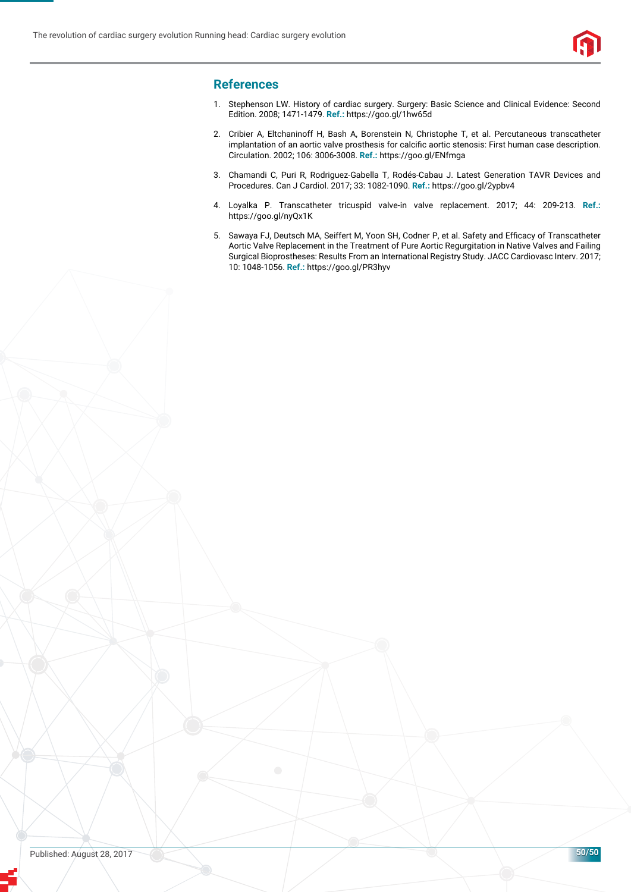## References

1. Stephenson LW. History of cardiac surgery. Surgery: Basic Science and Clinical Evidence: Second Edition. 2008; 1471-1479. **Ref.:** https://goo.gl/1hw65d

2. Cribier A, Eltchaninoff H, Bash A, Borenstein N, Christophe T, et al. Percutaneous transcatheter implantation of an aortic valve prosthesis for calcific aortic stenosis: First human case description. Circulation. 2002; 106: 3006-3008. **Ref.:** https://goo.gl/ENfmga

3. Chamandi C, Puri R, Rodriguez-Gabella T, Rodés-Cabau J. Latest Generation TAVR Devices and Procedures. Can J Cardiol. 2017; 33: 1082-1090. **Ref.:** https://goo.gl/2ypbv4

4. Loyalka P. Transcatheter tricuspid valve-in valve replacement. 2017; 44: 209-213. **Ref.:** https://goo.gl/nyQx1K

5. Sawaya FJ, Deutsch MA, Seiffert M, Yoon SH, Codner P, et al. Safety and Efficacy of Transcatheter Aortic Valve Replacement in the Treatment of Pure Aortic Regurgitation in Native Valves and Failing Surgical Bioprostheses: Results From an International Registry Study. JACC Cardiovasc Interv. 2017; 10: 1048-1056. **Ref.:** https://goo.gl/PR3hyv